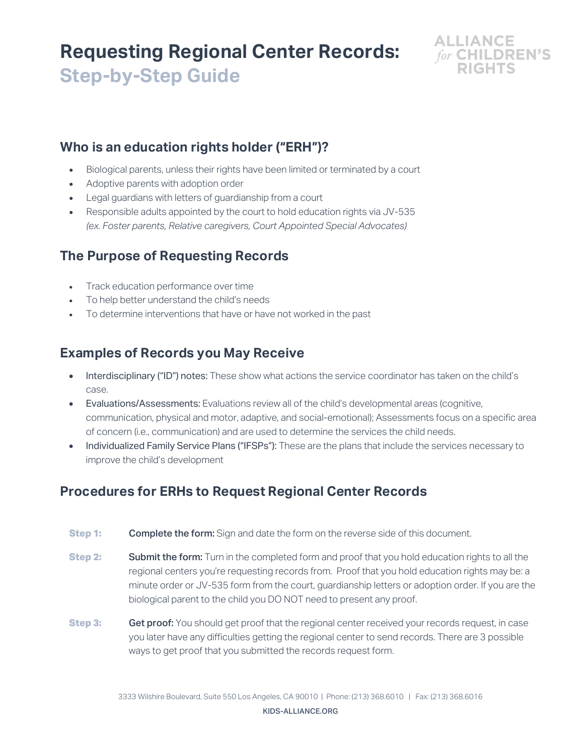# Requesting Regional Center Records: Step-by-Step Guide

ALLIANCE *for* CHILDREN'S RIGHTS

## Who is an education rights holder ("ERH")?

- Biological parents, unless their rights have been limited or terminated by a court
- Adoptive parents with adoption order
- Legal guardians with letters of guardianship from a court
- Responsible adults appointed by the court to hold education rights via JV-535 *(ex. Foster parents, Relative caregivers, Court Appointed Special Advocates)*

## The Purpose of Requesting Records

- Track education performance over time
- To help better understand the child's needs
- To determine interventions that have or have not worked in the past

## Examples of Records you May Receive

- Interdisciplinary ("ID") notes: These show what actions the service coordinator has taken on the child's case.
- Evaluations/Assessments: Evaluations review all of the child's developmental areas (cognitive, communication, physical and motor, adaptive, and social-emotional); Assessments focus on a specific area of concern (i.e., communication) and are used to determine the services the child needs.
- Individualized Family Service Plans ("IFSPs"): These are the plans that include the services necessary to improve the child's development

## Procedures for ERHs to Request Regional Center Records

**Step 1:** **Complete the form:** Sign and date the form on the reverse side of this document.

**Step 2:** **Submit the form:** Turn in the completed form and proof that you hold education rights to all the regional centers you're requesting records from. Proof that you hold education rights may be: a minute order or JV-535 form from the court, guardianship letters or adoption order. If you are the biological parent to the child you DO NOT need to present any proof.

**Step 3:** **Get proof:** You should get proof that the regional center received your records request, in case you later have any difficulties getting the regional center to send records. There are 3 possible ways to get proof that you submitted the records request form.

3333 Wilshire Boulevard, Suite 550 Los Angeles, CA 90010 | Phone: (213) 368.6010 | Fax: (213) 368.6016

KIDS-ALLIANCE.ORG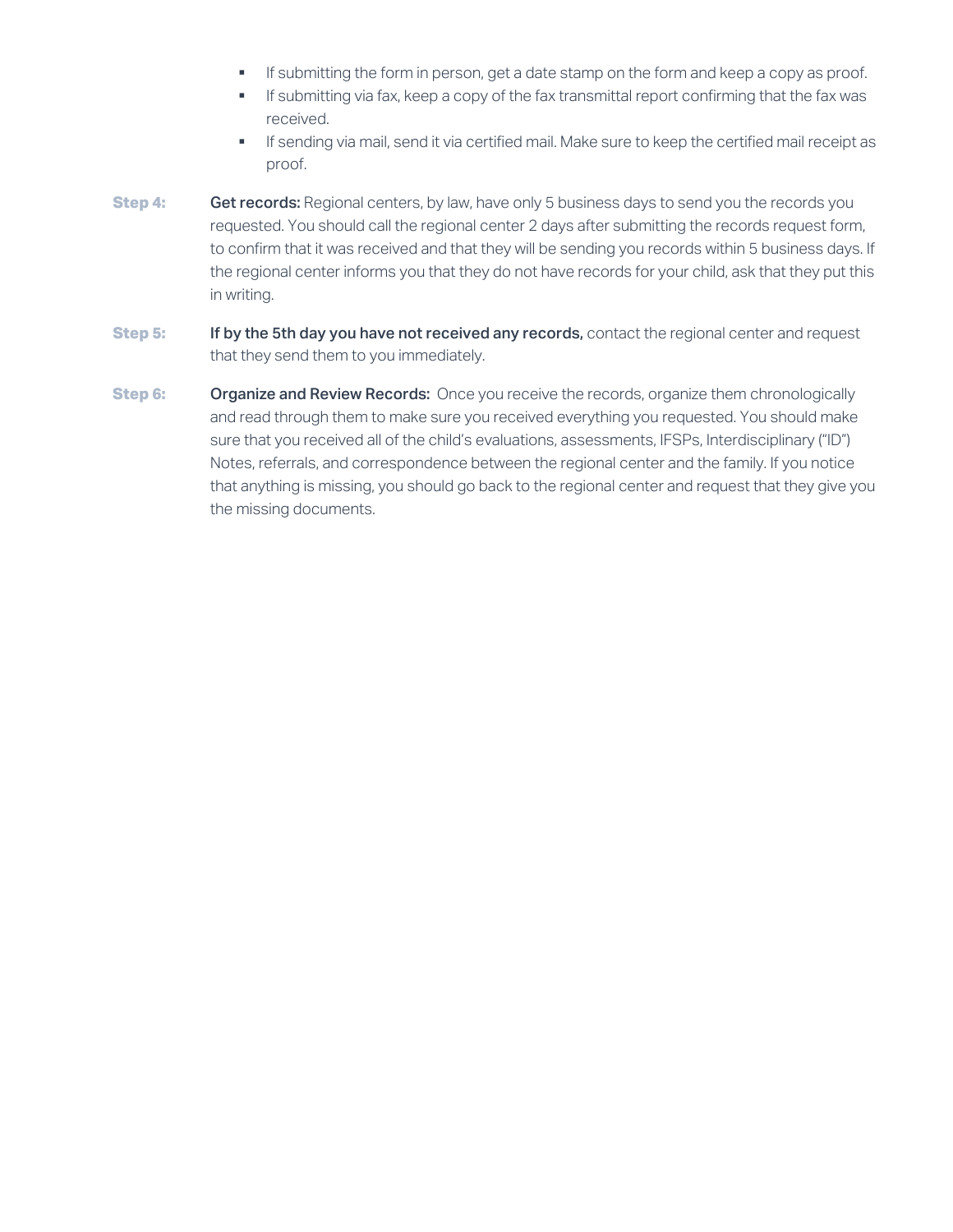- If submitting the form in person, get a date stamp on the form and keep a copy as proof.
- If submitting via fax, keep a copy of the fax transmittal report confirming that the fax was received.
- If sending via mail, send it via certified mail. Make sure to keep the certified mail receipt as proof.

**Step 4:** **Get records:** Regional centers, by law, have only 5 business days to send you the records you requested. You should call the regional center 2 days after submitting the records request form, to confirm that it was received and that they will be sending you records within 5 business days. If the regional center informs you that they do not have records for your child, ask that they put this in writing.

**Step 5:** **If by the 5th day you have not received any records,** contact the regional center and request that they send them to you immediately.

**Step 6:** **Organize and Review Records:** Once you receive the records, organize them chronologically and read through them to make sure you received everything you requested. You should make sure that you received all of the child's evaluations, assessments, IFSPs, Interdisciplinary ("ID") Notes, referrals, and correspondence between the regional center and the family. If you notice that anything is missing, you should go back to the regional center and request that they give you the missing documents.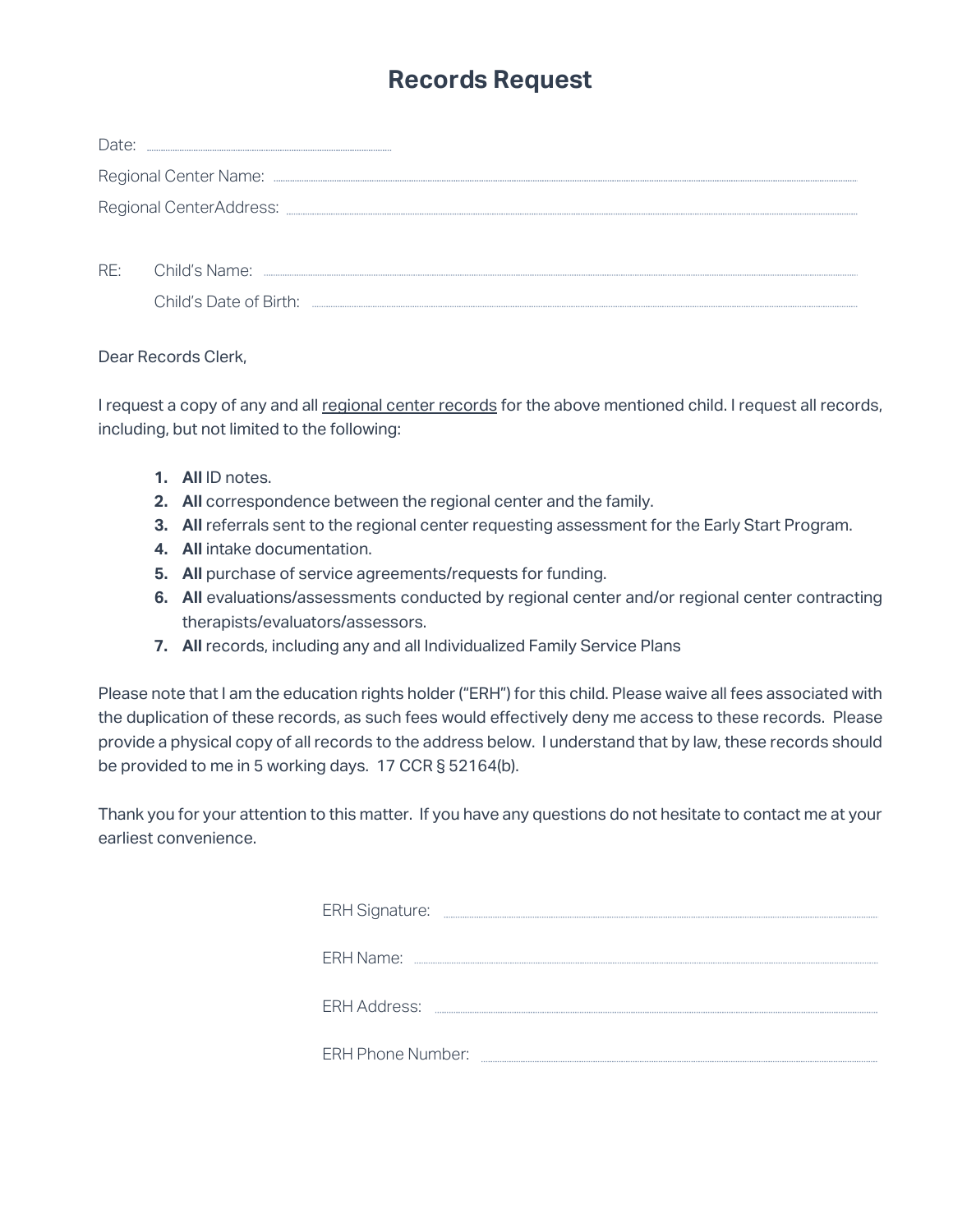# Records Request

Date: ..............................

Regional Center Name: ..............................

Regional CenterAddress: ..............................

RE: Child's Name: ..............................

Child's Date of Birth: ..............................

Dear Records Clerk,

I request a copy of any and all regional center records for the above mentioned child. I request all records, including, but not limited to the following:

1. **All** ID notes.
2. **All** correspondence between the regional center and the family.
3. **All** referrals sent to the regional center requesting assessment for the Early Start Program.
4. **All** intake documentation.
5. **All** purchase of service agreements/requests for funding.
6. **All** evaluations/assessments conducted by regional center and/or regional center contracting therapists/evaluators/assessors.
7. **All** records, including any and all Individualized Family Service Plans

Please note that I am the education rights holder ("ERH") for this child. Please waive all fees associated with the duplication of these records, as such fees would effectively deny me access to these records. Please provide a physical copy of all records to the address below. I understand that by law, these records should be provided to me in 5 working days. 17 CCR § 52164(b).

Thank you for your attention to this matter. If you have any questions do not hesitate to contact me at your earliest convenience.

ERH Signature: ..............................

ERH Name: ..............................

ERH Address: ..............................

ERH Phone Number: ..............................